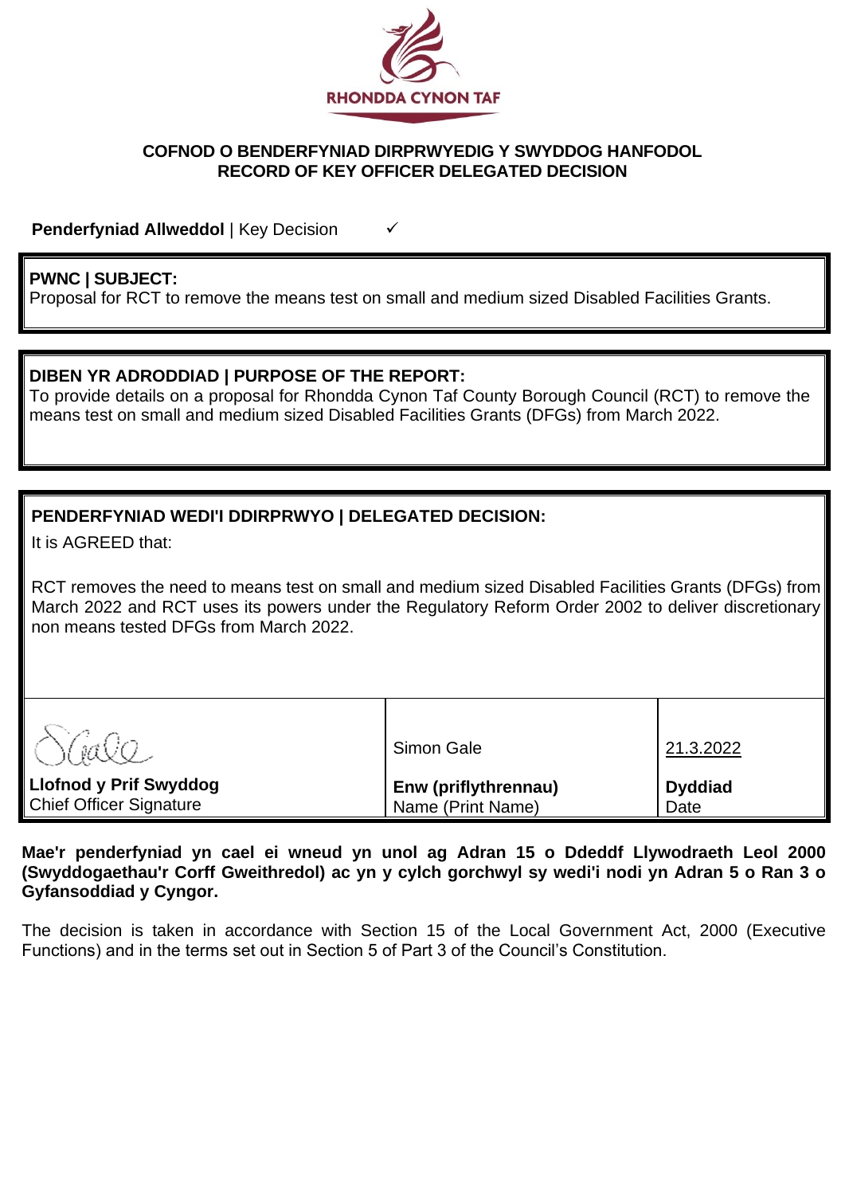RHONDDA CYNON TAF

**COFNOD O BENDERFYNIAD DIRPRWYEDIG Y SWYDDOG HANFODOL**
**RECORD OF KEY OFFICER DELEGATED DECISION**

**Penderfyniad Allweddol** | Key Decision ✓

**PWNC | SUBJECT:**
Proposal for RCT to remove the means test on small and medium sized Disabled Facilities Grants.

**DIBEN YR ADRODDIAD | PURPOSE OF THE REPORT:**
To provide details on a proposal for Rhondda Cynon Taf County Borough Council (RCT) to remove the means test on small and medium sized Disabled Facilities Grants (DFGs) from March 2022.

**PENDERFYNIAD WEDI'I DDIRPRWYO | DELEGATED DECISION:**

It is AGREED that:

RCT removes the need to means test on small and medium sized Disabled Facilities Grants (DFGs) from March 2022 and RCT uses its powers under the Regulatory Reform Order 2002 to deliver discretionary non means tested DFGs from March 2022.

| S Gale | Simon Gale | 21.3.2022 |
|---|---|---|
| **Llofnod y Prif Swyddog** Chief Officer Signature | **Enw (priflythrennau)** Name (Print Name) | **Dyddiad** Date |

**Mae'r penderfyniad yn cael ei wneud yn unol ag Adran 15 o Ddeddf Llywodraeth Leol 2000 (Swyddogaethau'r Corff Gweithredol) ac yn y cylch gorchwyl sy wedi'i nodi yn Adran 5 o Ran 3 o Gyfansoddiad y Cyngor.**

The decision is taken in accordance with Section 15 of the Local Government Act, 2000 (Executive Functions) and in the terms set out in Section 5 of Part 3 of the Council's Constitution.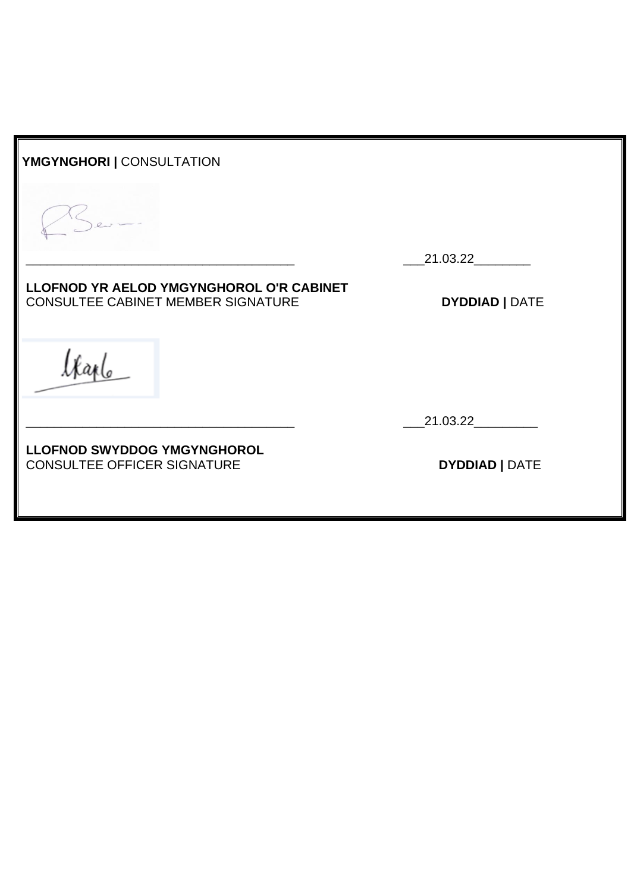**YMGYNGHORI |** CONSULTATION

\_\_\_\_\_\_\_\_\_\_\_\_\_\_\_\_\_\_\_\_\_\_\_\_\_\_\_\_\_\_\_\_\_\_\_\_\_\_\_ \_\_\_21.03.22\_\_\_\_\_\_\_\_

**LLOFNOD YR AELOD YMGYNGHOROL O'R CABINET**
CONSULTEE CABINET MEMBER SIGNATURE **DYDDIAD |** DATE

\_\_\_\_\_\_\_\_\_\_\_\_\_\_\_\_\_\_\_\_\_\_\_\_\_\_\_\_\_\_\_\_\_\_\_\_\_\_\_ \_\_\_21.03.22\_\_\_\_\_\_\_\_\_

**LLOFNOD SWYDDOG YMGYNGHOROL**
CONSULTEE OFFICER SIGNATURE **DYDDIAD |** DATE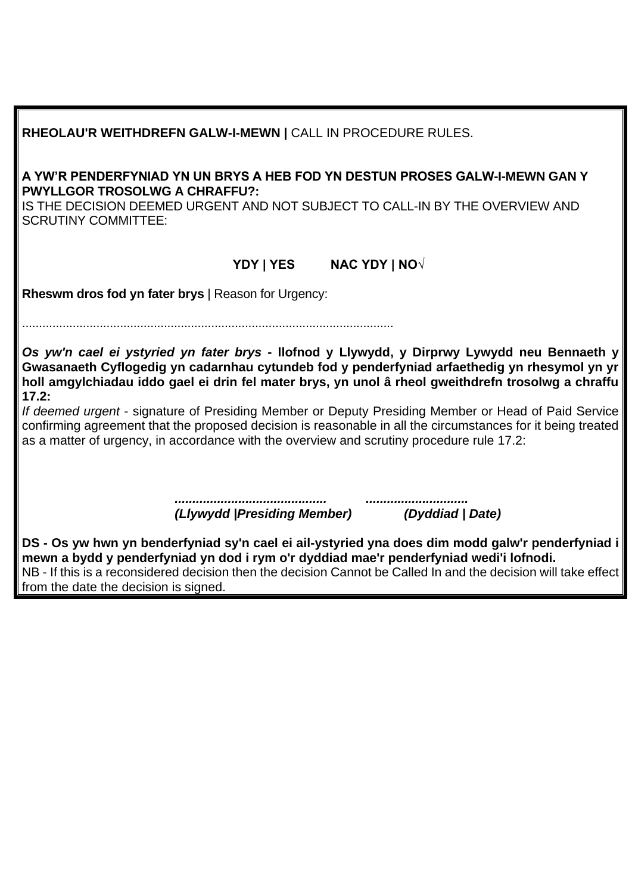**RHEOLAU'R WEITHDREFN GALW-I-MEWN |** CALL IN PROCEDURE RULES.

**A YW'R PENDERFYNIAD YN UN BRYS A HEB FOD YN DESTUN PROSES GALW-I-MEWN GAN Y PWYLLGOR TROSOLWG A CHRAFFU?:**
IS THE DECISION DEEMED URGENT AND NOT SUBJECT TO CALL-IN BY THE OVERVIEW AND SCRUTINY COMMITTEE:

**YDY | YES** **NAC YDY | NO√**

**Rheswm dros fod yn fater brys** | Reason for Urgency:

..............................................................................................................

***Os yw'n cael ei ystyried yn fater brys* - llofnod y Llywydd, y Dirprwy Lywydd neu Bennaeth y Gwasanaeth Cyflogedig yn cadarnhau cytundeb fod y penderfyniad arfaethedig yn rhesymol yn yr holl amgylchiadau iddo gael ei drin fel mater brys, yn unol â rheol gweithdrefn trosolwg a chraffu 17.2:**
*If deemed urgent* - signature of Presiding Member or Deputy Presiding Member or Head of Paid Service confirming agreement that the proposed decision is reasonable in all the circumstances for it being treated as a matter of urgency, in accordance with the overview and scrutiny procedure rule 17.2:

***..........................................*** ***.............................***
***(Llywydd |Presiding Member)*** ***(Dyddiad | Date)***

**DS - Os yw hwn yn benderfyniad sy'n cael ei ail-ystyried yna does dim modd galw'r penderfyniad i mewn a bydd y penderfyniad yn dod i rym o'r dyddiad mae'r penderfyniad wedi'i lofnodi.**
NB - If this is a reconsidered decision then the decision Cannot be Called In and the decision will take effect from the date the decision is signed.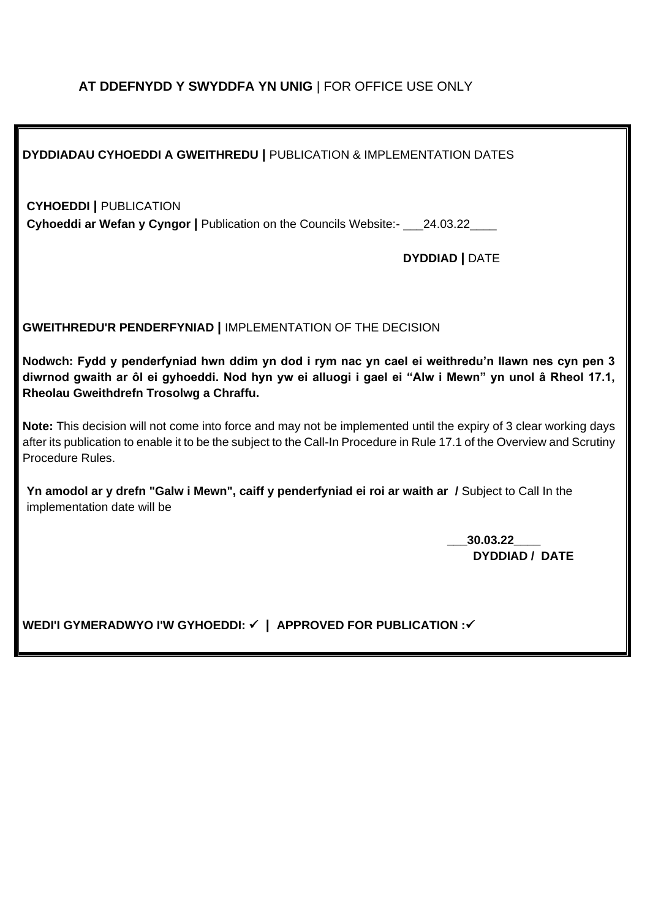**AT DDEFNYDD Y SWYDDFA YN UNIG** | FOR OFFICE USE ONLY

**DYDDIADAU CYHOEDDI A GWEITHREDU |** PUBLICATION & IMPLEMENTATION DATES

**CYHOEDDI |** PUBLICATION

**Cyhoeddi ar Wefan y Cyngor |** Publication on the Councils Website:- ___24.03.22____

**DYDDIAD |** DATE

**GWEITHREDU'R PENDERFYNIAD |** IMPLEMENTATION OF THE DECISION

**Nodwch: Fydd y penderfyniad hwn ddim yn dod i rym nac yn cael ei weithredu'n llawn nes cyn pen 3 diwrnod gwaith ar ôl ei gyhoeddi. Nod hyn yw ei alluogi i gael ei "Alw i Mewn" yn unol â Rheol 17.1, Rheolau Gweithdrefn Trosolwg a Chraffu.**

**Note:** This decision will not come into force and may not be implemented until the expiry of 3 clear working days after its publication to enable it to be the subject to the Call-In Procedure in Rule 17.1 of the Overview and Scrutiny Procedure Rules.

**Yn amodol ar y drefn "Galw i Mewn", caiff y penderfyniad ei roi ar waith ar /** Subject to Call In the implementation date will be

**___30.03.22____**

**DYDDIAD / DATE**

**WEDI'I GYMERADWYO I'W GYHOEDDI: ✓ | APPROVED FOR PUBLICATION :✓**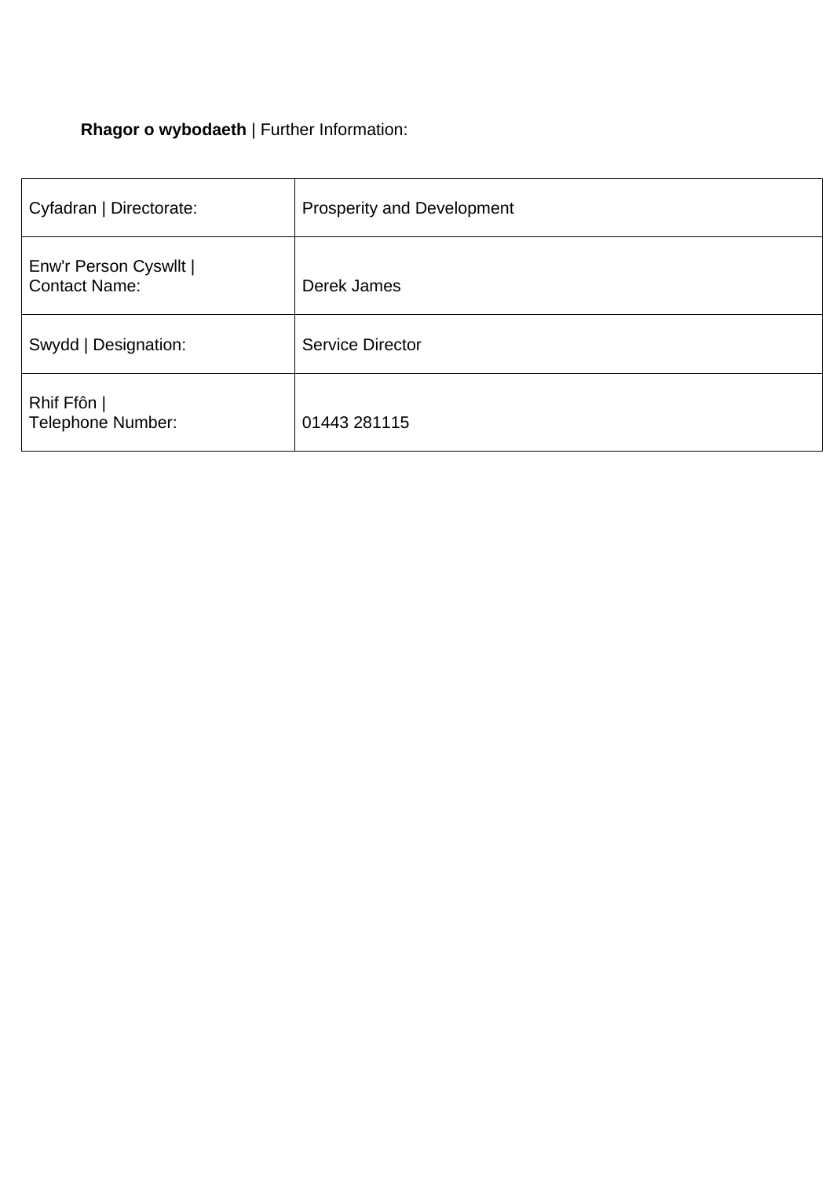**Rhagor o wybodaeth** | Further Information:

| | |
|---|---|
| Cyfadran \| Directorate: | Prosperity and Development |
| Enw'r Person Cyswllt \| Contact Name: | Derek James |
| Swydd \| Designation: | Service Director |
| Rhif Ffôn \| Telephone Number: | 01443 281115 |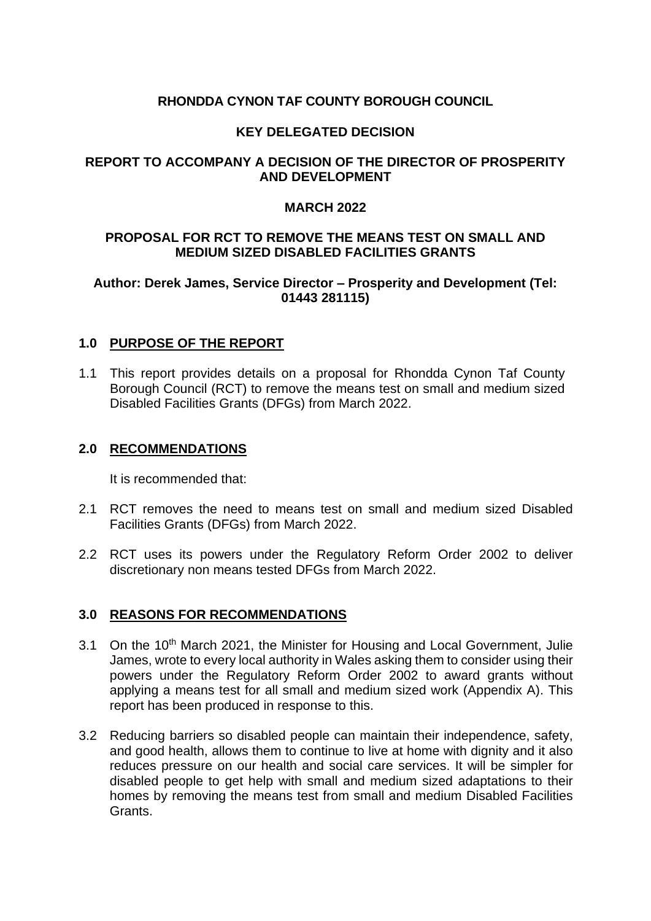**RHONDDA CYNON TAF COUNTY BOROUGH COUNCIL**

**KEY DELEGATED DECISION**

**REPORT TO ACCOMPANY A DECISION OF THE DIRECTOR OF PROSPERITY AND DEVELOPMENT**

**MARCH 2022**

**PROPOSAL FOR RCT TO REMOVE THE MEANS TEST ON SMALL AND MEDIUM SIZED DISABLED FACILITIES GRANTS**

**Author: Derek James, Service Director – Prosperity and Development (Tel: 01443 281115)**

## 1.0 PURPOSE OF THE REPORT

1.1 This report provides details on a proposal for Rhondda Cynon Taf County Borough Council (RCT) to remove the means test on small and medium sized Disabled Facilities Grants (DFGs) from March 2022.

## 2.0 RECOMMENDATIONS

It is recommended that:

2.1 RCT removes the need to means test on small and medium sized Disabled Facilities Grants (DFGs) from March 2022.

2.2 RCT uses its powers under the Regulatory Reform Order 2002 to deliver discretionary non means tested DFGs from March 2022.

## 3.0 REASONS FOR RECOMMENDATIONS

3.1 On the 10th March 2021, the Minister for Housing and Local Government, Julie James, wrote to every local authority in Wales asking them to consider using their powers under the Regulatory Reform Order 2002 to award grants without applying a means test for all small and medium sized work (Appendix A). This report has been produced in response to this.

3.2 Reducing barriers so disabled people can maintain their independence, safety, and good health, allows them to continue to live at home with dignity and it also reduces pressure on our health and social care services. It will be simpler for disabled people to get help with small and medium sized adaptations to their homes by removing the means test from small and medium Disabled Facilities Grants.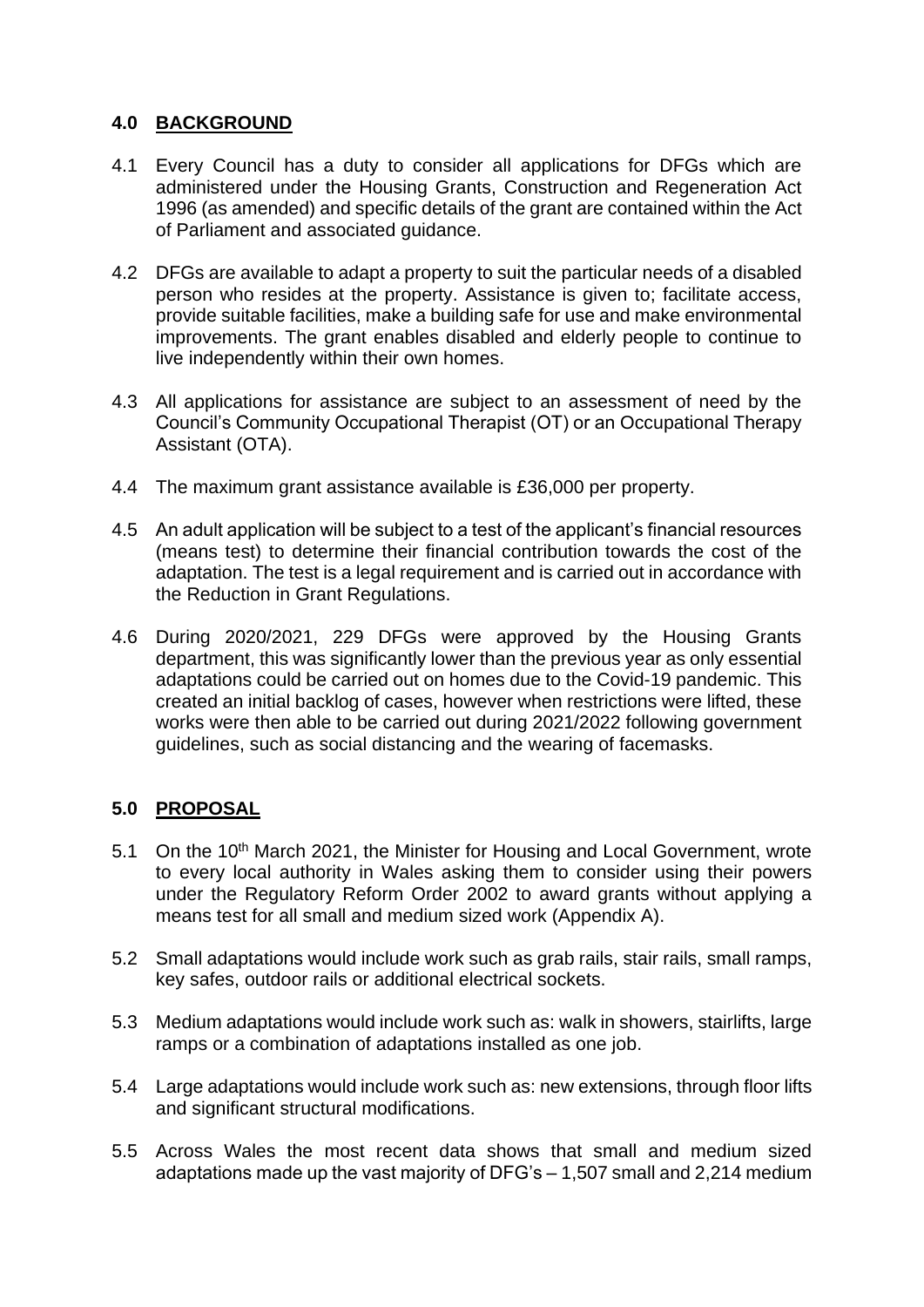## 4.0 BACKGROUND

4.1 Every Council has a duty to consider all applications for DFGs which are administered under the Housing Grants, Construction and Regeneration Act 1996 (as amended) and specific details of the grant are contained within the Act of Parliament and associated guidance.

4.2 DFGs are available to adapt a property to suit the particular needs of a disabled person who resides at the property. Assistance is given to; facilitate access, provide suitable facilities, make a building safe for use and make environmental improvements. The grant enables disabled and elderly people to continue to live independently within their own homes.

4.3 All applications for assistance are subject to an assessment of need by the Council's Community Occupational Therapist (OT) or an Occupational Therapy Assistant (OTA).

4.4 The maximum grant assistance available is £36,000 per property.

4.5 An adult application will be subject to a test of the applicant's financial resources (means test) to determine their financial contribution towards the cost of the adaptation. The test is a legal requirement and is carried out in accordance with the Reduction in Grant Regulations.

4.6 During 2020/2021, 229 DFGs were approved by the Housing Grants department, this was significantly lower than the previous year as only essential adaptations could be carried out on homes due to the Covid-19 pandemic. This created an initial backlog of cases, however when restrictions were lifted, these works were then able to be carried out during 2021/2022 following government guidelines, such as social distancing and the wearing of facemasks.

## 5.0 PROPOSAL

5.1 On the 10th March 2021, the Minister for Housing and Local Government, wrote to every local authority in Wales asking them to consider using their powers under the Regulatory Reform Order 2002 to award grants without applying a means test for all small and medium sized work (Appendix A).

5.2 Small adaptations would include work such as grab rails, stair rails, small ramps, key safes, outdoor rails or additional electrical sockets.

5.3 Medium adaptations would include work such as: walk in showers, stairlifts, large ramps or a combination of adaptations installed as one job.

5.4 Large adaptations would include work such as: new extensions, through floor lifts and significant structural modifications.

5.5 Across Wales the most recent data shows that small and medium sized adaptations made up the vast majority of DFG's – 1,507 small and 2,214 medium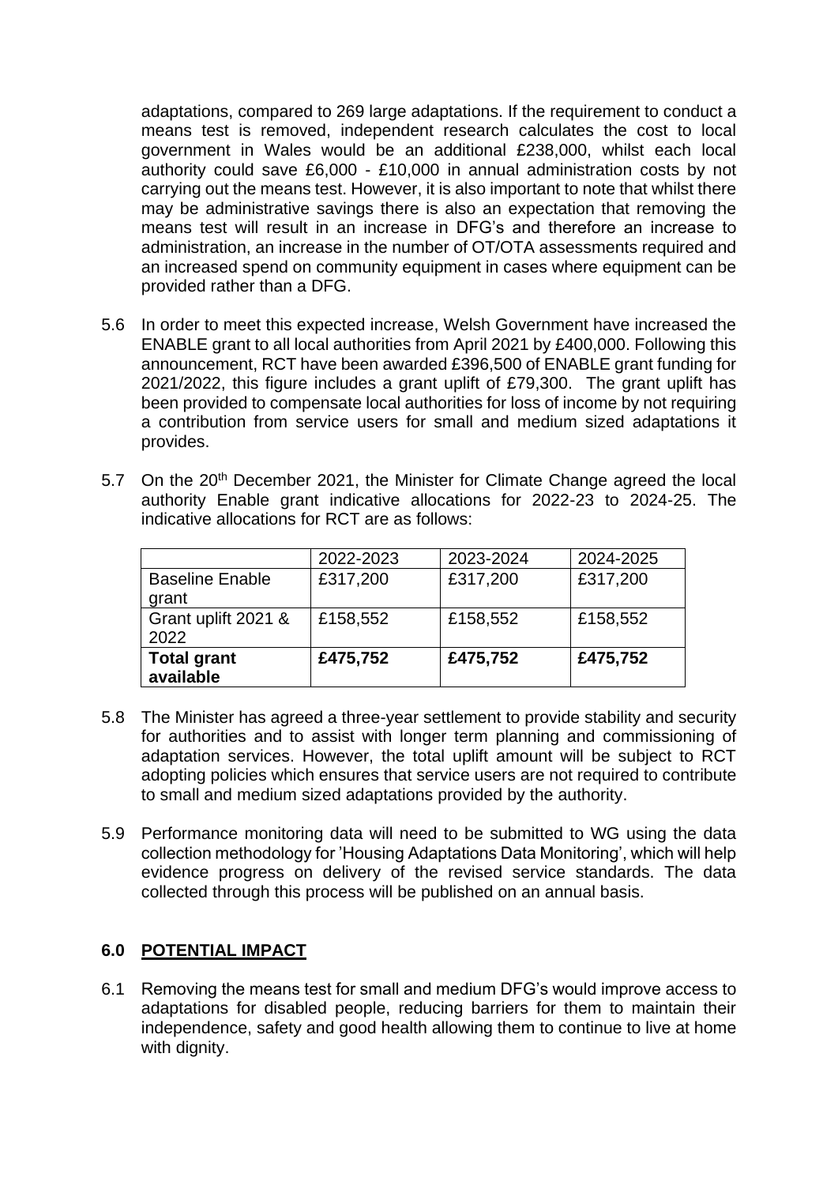adaptations, compared to 269 large adaptations. If the requirement to conduct a means test is removed, independent research calculates the cost to local government in Wales would be an additional £238,000, whilst each local authority could save £6,000 - £10,000 in annual administration costs by not carrying out the means test. However, it is also important to note that whilst there may be administrative savings there is also an expectation that removing the means test will result in an increase in DFG's and therefore an increase to administration, an increase in the number of OT/OTA assessments required and an increased spend on community equipment in cases where equipment can be provided rather than a DFG.

5.6 In order to meet this expected increase, Welsh Government have increased the ENABLE grant to all local authorities from April 2021 by £400,000. Following this announcement, RCT have been awarded £396,500 of ENABLE grant funding for 2021/2022, this figure includes a grant uplift of £79,300. The grant uplift has been provided to compensate local authorities for loss of income by not requiring a contribution from service users for small and medium sized adaptations it provides.

5.7 On the 20th December 2021, the Minister for Climate Change agreed the local authority Enable grant indicative allocations for 2022-23 to 2024-25. The indicative allocations for RCT are as follows:

| | 2022-2023 | 2023-2024 | 2024-2025 |
|---|---|---|---|
| Baseline Enable grant | £317,200 | £317,200 | £317,200 |
| Grant uplift 2021 & 2022 | £158,552 | £158,552 | £158,552 |
| **Total grant available** | **£475,752** | **£475,752** | **£475,752** |

5.8 The Minister has agreed a three-year settlement to provide stability and security for authorities and to assist with longer term planning and commissioning of adaptation services. However, the total uplift amount will be subject to RCT adopting policies which ensures that service users are not required to contribute to small and medium sized adaptations provided by the authority.

5.9 Performance monitoring data will need to be submitted to WG using the data collection methodology for 'Housing Adaptations Data Monitoring', which will help evidence progress on delivery of the revised service standards. The data collected through this process will be published on an annual basis.

## 6.0 POTENTIAL IMPACT

6.1 Removing the means test for small and medium DFG's would improve access to adaptations for disabled people, reducing barriers for them to maintain their independence, safety and good health allowing them to continue to live at home with dignity.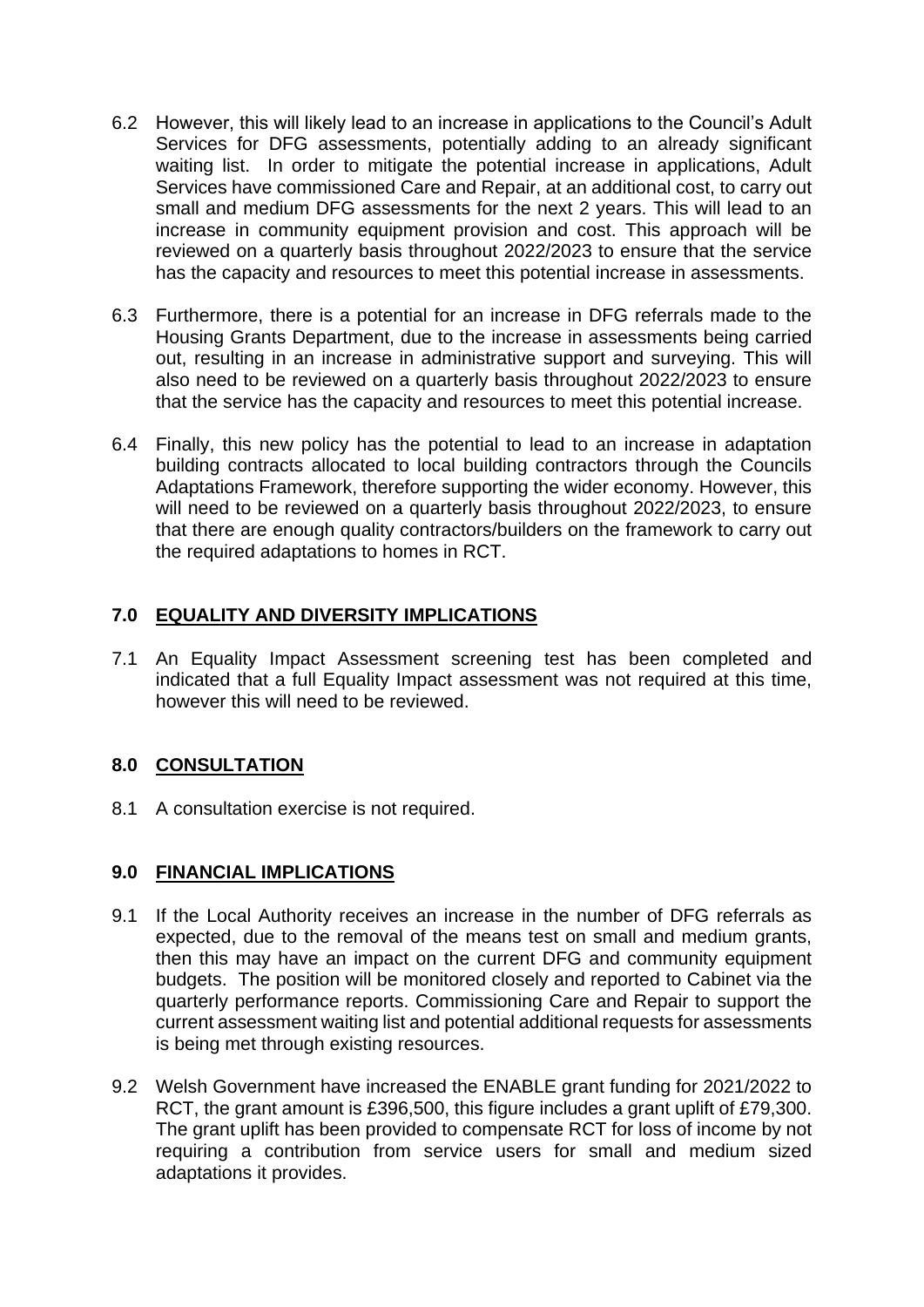6.2 However, this will likely lead to an increase in applications to the Council's Adult Services for DFG assessments, potentially adding to an already significant waiting list. In order to mitigate the potential increase in applications, Adult Services have commissioned Care and Repair, at an additional cost, to carry out small and medium DFG assessments for the next 2 years. This will lead to an increase in community equipment provision and cost. This approach will be reviewed on a quarterly basis throughout 2022/2023 to ensure that the service has the capacity and resources to meet this potential increase in assessments.

6.3 Furthermore, there is a potential for an increase in DFG referrals made to the Housing Grants Department, due to the increase in assessments being carried out, resulting in an increase in administrative support and surveying. This will also need to be reviewed on a quarterly basis throughout 2022/2023 to ensure that the service has the capacity and resources to meet this potential increase.

6.4 Finally, this new policy has the potential to lead to an increase in adaptation building contracts allocated to local building contractors through the Councils Adaptations Framework, therefore supporting the wider economy. However, this will need to be reviewed on a quarterly basis throughout 2022/2023, to ensure that there are enough quality contractors/builders on the framework to carry out the required adaptations to homes in RCT.

## 7.0 EQUALITY AND DIVERSITY IMPLICATIONS

7.1 An Equality Impact Assessment screening test has been completed and indicated that a full Equality Impact assessment was not required at this time, however this will need to be reviewed.

## 8.0 CONSULTATION

8.1 A consultation exercise is not required.

## 9.0 FINANCIAL IMPLICATIONS

9.1 If the Local Authority receives an increase in the number of DFG referrals as expected, due to the removal of the means test on small and medium grants, then this may have an impact on the current DFG and community equipment budgets. The position will be monitored closely and reported to Cabinet via the quarterly performance reports. Commissioning Care and Repair to support the current assessment waiting list and potential additional requests for assessments is being met through existing resources.

9.2 Welsh Government have increased the ENABLE grant funding for 2021/2022 to RCT, the grant amount is £396,500, this figure includes a grant uplift of £79,300. The grant uplift has been provided to compensate RCT for loss of income by not requiring a contribution from service users for small and medium sized adaptations it provides.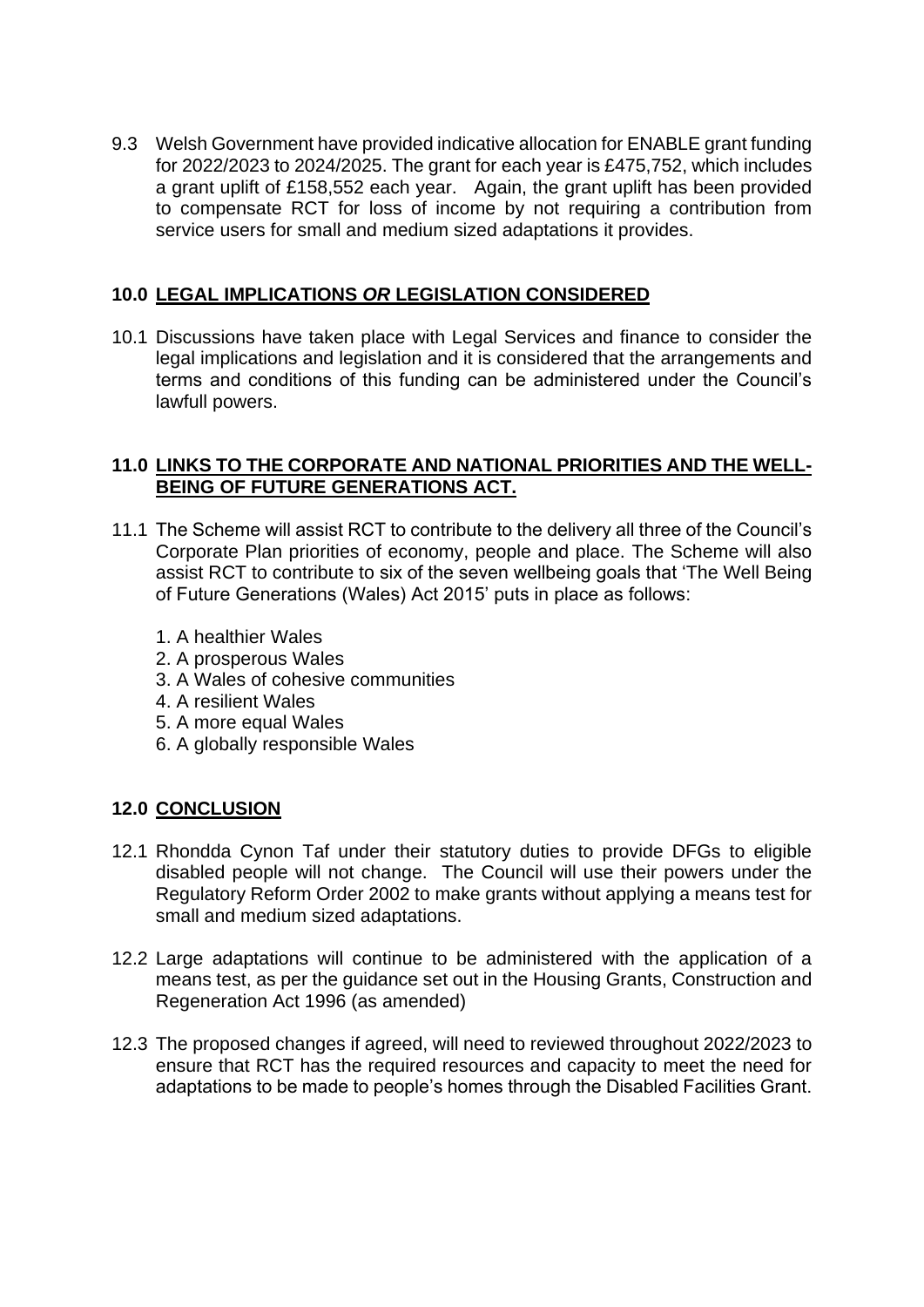9.3 Welsh Government have provided indicative allocation for ENABLE grant funding for 2022/2023 to 2024/2025. The grant for each year is £475,752, which includes a grant uplift of £158,552 each year. Again, the grant uplift has been provided to compensate RCT for loss of income by not requiring a contribution from service users for small and medium sized adaptations it provides.

## 10.0 LEGAL IMPLICATIONS *OR* LEGISLATION CONSIDERED

10.1 Discussions have taken place with Legal Services and finance to consider the legal implications and legislation and it is considered that the arrangements and terms and conditions of this funding can be administered under the Council's lawfull powers.

## 11.0 LINKS TO THE CORPORATE AND NATIONAL PRIORITIES AND THE WELL-BEING OF FUTURE GENERATIONS ACT.

11.1 The Scheme will assist RCT to contribute to the delivery all three of the Council's Corporate Plan priorities of economy, people and place. The Scheme will also assist RCT to contribute to six of the seven wellbeing goals that 'The Well Being of Future Generations (Wales) Act 2015' puts in place as follows:

1. A healthier Wales
2. A prosperous Wales
3. A Wales of cohesive communities
4. A resilient Wales
5. A more equal Wales
6. A globally responsible Wales

## 12.0 CONCLUSION

12.1 Rhondda Cynon Taf under their statutory duties to provide DFGs to eligible disabled people will not change. The Council will use their powers under the Regulatory Reform Order 2002 to make grants without applying a means test for small and medium sized adaptations.

12.2 Large adaptations will continue to be administered with the application of a means test, as per the guidance set out in the Housing Grants, Construction and Regeneration Act 1996 (as amended)

12.3 The proposed changes if agreed, will need to reviewed throughout 2022/2023 to ensure that RCT has the required resources and capacity to meet the need for adaptations to be made to people's homes through the Disabled Facilities Grant.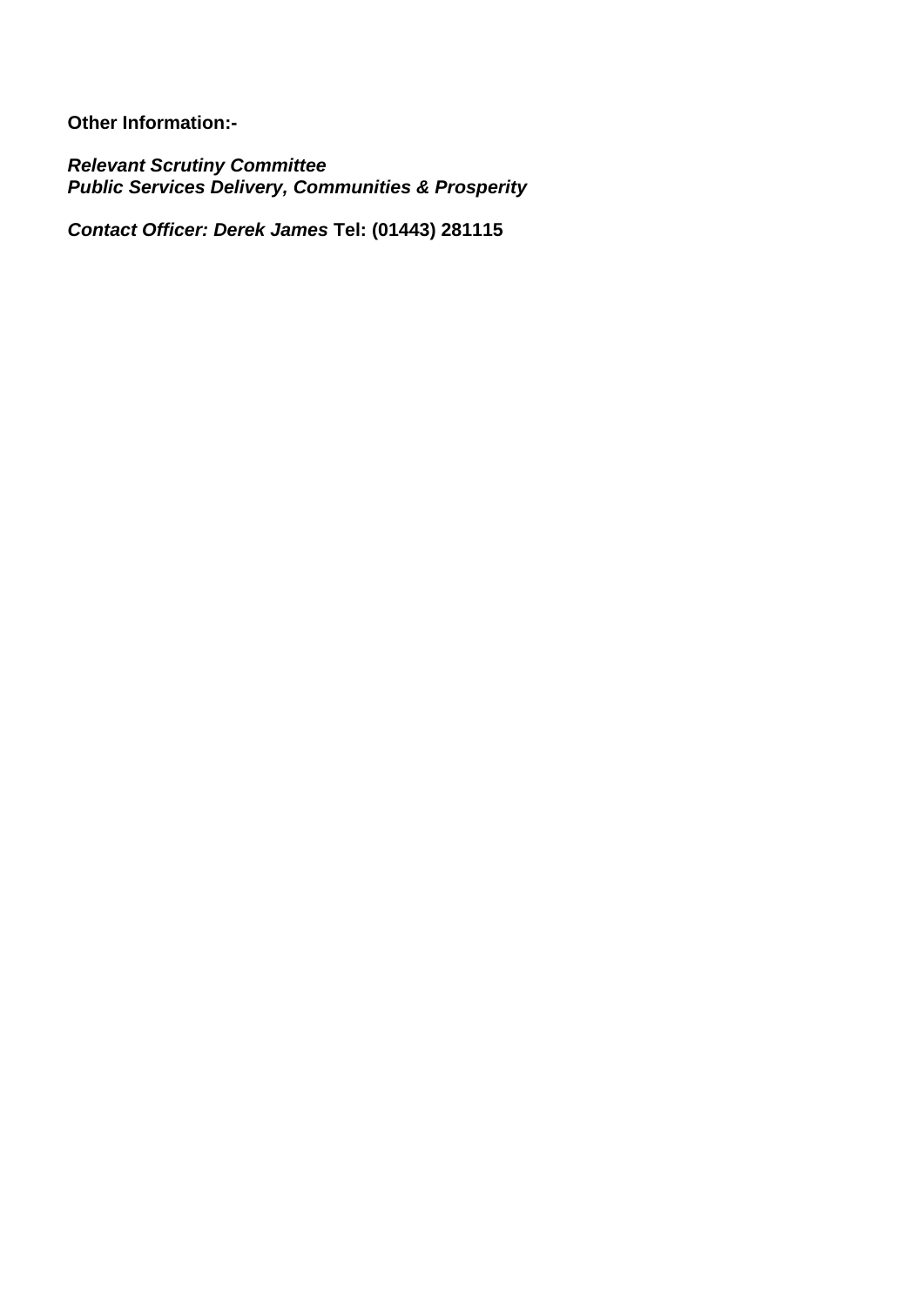**Other Information:-**

***Relevant Scrutiny Committee***
***Public Services Delivery, Communities & Prosperity***

***Contact Officer: Derek James*** **Tel: (01443) 281115**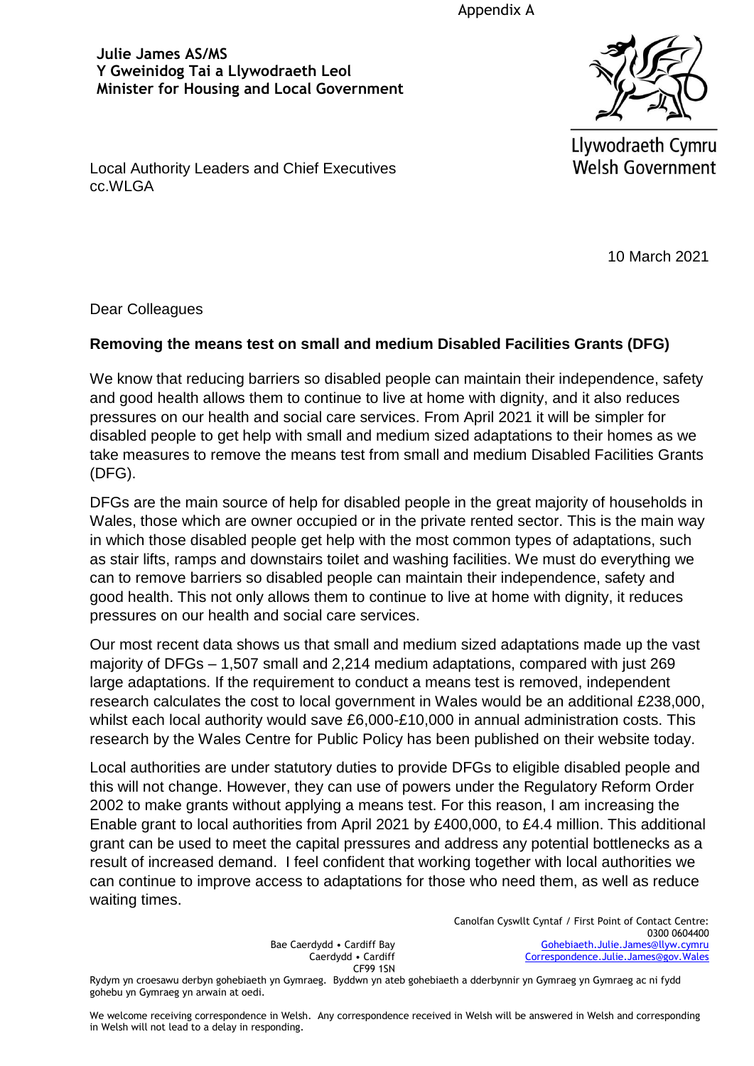Appendix A

**Julie James AS/MS**
**Y Gweinidog Tai a Llywodraeth Leol**
**Minister for Housing and Local Government**

Llywodraeth Cymru
Welsh Government

Local Authority Leaders and Chief Executives
cc.WLGA

10 March 2021

Dear Colleagues

**Removing the means test on small and medium Disabled Facilities Grants (DFG)**

We know that reducing barriers so disabled people can maintain their independence, safety and good health allows them to continue to live at home with dignity, and it also reduces pressures on our health and social care services. From April 2021 it will be simpler for disabled people to get help with small and medium sized adaptations to their homes as we take measures to remove the means test from small and medium Disabled Facilities Grants (DFG).

DFGs are the main source of help for disabled people in the great majority of households in Wales, those which are owner occupied or in the private rented sector. This is the main way in which those disabled people get help with the most common types of adaptations, such as stair lifts, ramps and downstairs toilet and washing facilities. We must do everything we can to remove barriers so disabled people can maintain their independence, safety and good health. This not only allows them to continue to live at home with dignity, it reduces pressures on our health and social care services.

Our most recent data shows us that small and medium sized adaptations made up the vast majority of DFGs – 1,507 small and 2,214 medium adaptations, compared with just 269 large adaptations. If the requirement to conduct a means test is removed, independent research calculates the cost to local government in Wales would be an additional £238,000, whilst each local authority would save £6,000-£10,000 in annual administration costs. This research by the Wales Centre for Public Policy has been published on their website today.

Local authorities are under statutory duties to provide DFGs to eligible disabled people and this will not change. However, they can use of powers under the Regulatory Reform Order 2002 to make grants without applying a means test. For this reason, I am increasing the Enable grant to local authorities from April 2021 by £400,000, to £4.4 million. This additional grant can be used to meet the capital pressures and address any potential bottlenecks as a result of increased demand. I feel confident that working together with local authorities we can continue to improve access to adaptations for those who need them, as well as reduce waiting times.

Bae Caerdydd • Cardiff Bay
Caerdydd • Cardiff
CF99 1SN

Canolfan Cyswllt Cyntaf / First Point of Contact Centre:
0300 0604400
Gohebiaeth.Julie.James@llyw.cymru
Correspondence.Julie.James@gov.Wales

Rydym yn croesawu derbyn gohebiaeth yn Gymraeg. Byddwn yn ateb gohebiaeth a dderbynnir yn Gymraeg yn Gymraeg ac ni fydd gohebu yn Gymraeg yn arwain at oedi.

We welcome receiving correspondence in Welsh. Any correspondence received in Welsh will be answered in Welsh and corresponding in Welsh will not lead to a delay in responding.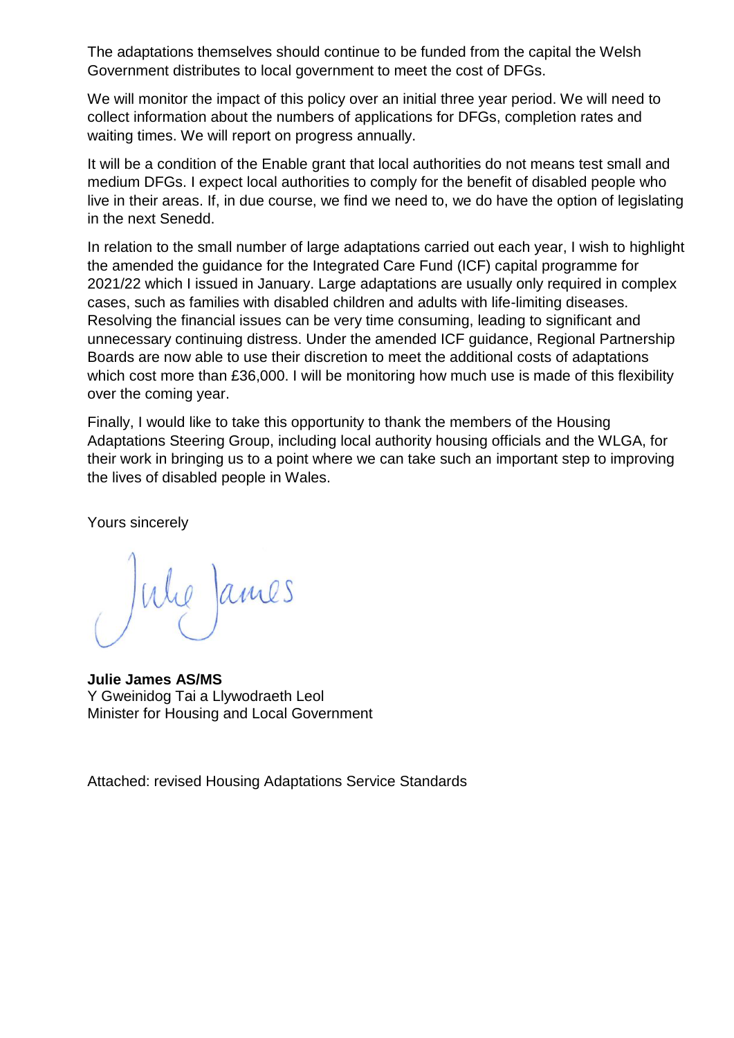The adaptations themselves should continue to be funded from the capital the Welsh Government distributes to local government to meet the cost of DFGs.

We will monitor the impact of this policy over an initial three year period. We will need to collect information about the numbers of applications for DFGs, completion rates and waiting times. We will report on progress annually.

It will be a condition of the Enable grant that local authorities do not means test small and medium DFGs. I expect local authorities to comply for the benefit of disabled people who live in their areas. If, in due course, we find we need to, we do have the option of legislating in the next Senedd.

In relation to the small number of large adaptations carried out each year, I wish to highlight the amended the guidance for the Integrated Care Fund (ICF) capital programme for 2021/22 which I issued in January. Large adaptations are usually only required in complex cases, such as families with disabled children and adults with life-limiting diseases. Resolving the financial issues can be very time consuming, leading to significant and unnecessary continuing distress. Under the amended ICF guidance, Regional Partnership Boards are now able to use their discretion to meet the additional costs of adaptations which cost more than £36,000. I will be monitoring how much use is made of this flexibility over the coming year.

Finally, I would like to take this opportunity to thank the members of the Housing Adaptations Steering Group, including local authority housing officials and the WLGA, for their work in bringing us to a point where we can take such an important step to improving the lives of disabled people in Wales.

Yours sincerely

Julie James

**Julie James AS/MS**
Y Gweinidog Tai a Llywodraeth Leol
Minister for Housing and Local Government

Attached: revised Housing Adaptations Service Standards